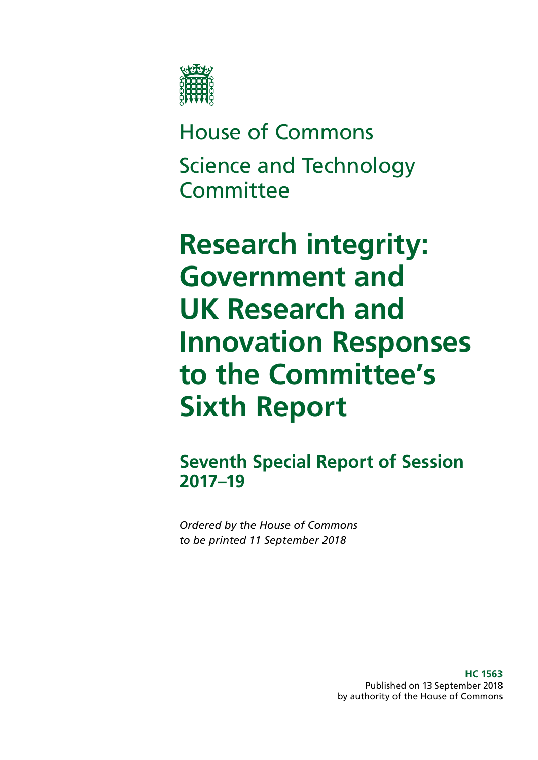House of Commons

Science and Technology Committee

# Research integrity: Government and UK Research and Innovation Responses to the Committee's Sixth Report

## Seventh Special Report of Session 2017–19

*Ordered by the House of Commons to be printed 11 September 2018*

**HC 1563**
Published on 13 September 2018
by authority of the House of Commons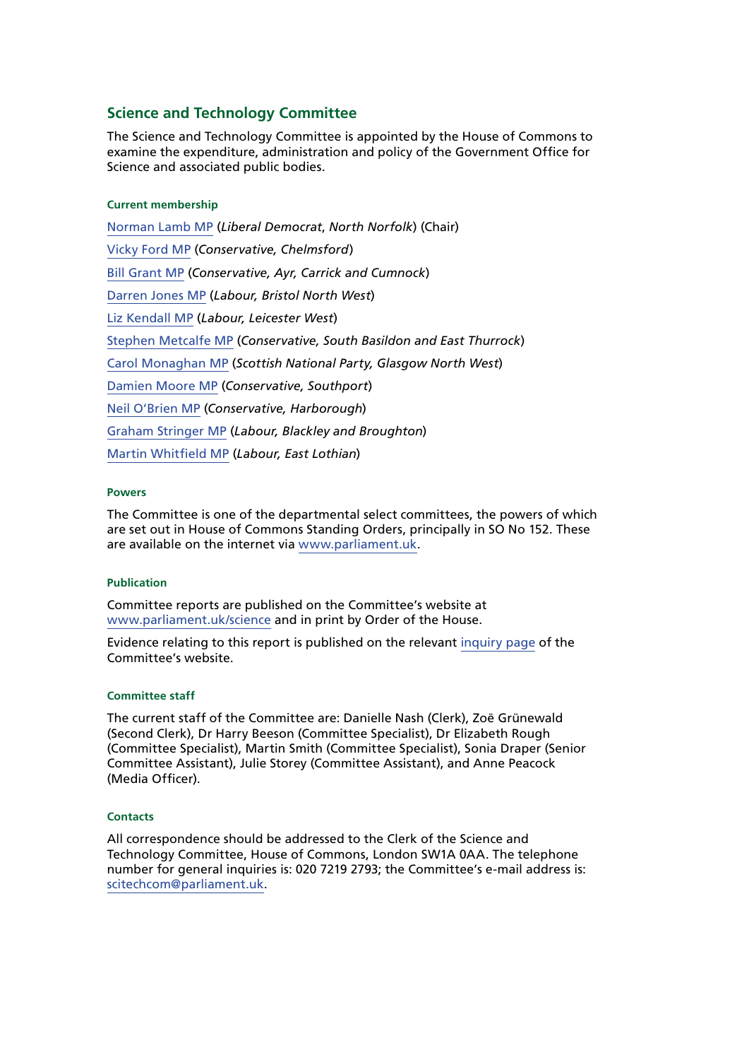## Science and Technology Committee

The Science and Technology Committee is appointed by the House of Commons to examine the expenditure, administration and policy of the Government Office for Science and associated public bodies.

### Current membership

Norman Lamb MP (*Liberal Democrat, North Norfolk*) (Chair)

Vicky Ford MP (*Conservative, Chelmsford*)

Bill Grant MP (*Conservative, Ayr, Carrick and Cumnock*)

Darren Jones MP (*Labour, Bristol North West*)

Liz Kendall MP (*Labour, Leicester West*)

Stephen Metcalfe MP (*Conservative, South Basildon and East Thurrock*)

Carol Monaghan MP (*Scottish National Party, Glasgow North West*)

Damien Moore MP (*Conservative, Southport*)

Neil O'Brien MP (*Conservative, Harborough*)

Graham Stringer MP (*Labour, Blackley and Broughton*)

Martin Whitfield MP (*Labour, East Lothian*)

### Powers

The Committee is one of the departmental select committees, the powers of which are set out in House of Commons Standing Orders, principally in SO No 152. These are available on the internet via www.parliament.uk.

### Publication

Committee reports are published on the Committee's website at www.parliament.uk/science and in print by Order of the House.

Evidence relating to this report is published on the relevant inquiry page of the Committee's website.

### Committee staff

The current staff of the Committee are: Danielle Nash (Clerk), Zoë Grünewald (Second Clerk), Dr Harry Beeson (Committee Specialist), Dr Elizabeth Rough (Committee Specialist), Martin Smith (Committee Specialist), Sonia Draper (Senior Committee Assistant), Julie Storey (Committee Assistant), and Anne Peacock (Media Officer).

### Contacts

All correspondence should be addressed to the Clerk of the Science and Technology Committee, House of Commons, London SW1A 0AA. The telephone number for general inquiries is: 020 7219 2793; the Committee's e-mail address is: scitechcom@parliament.uk.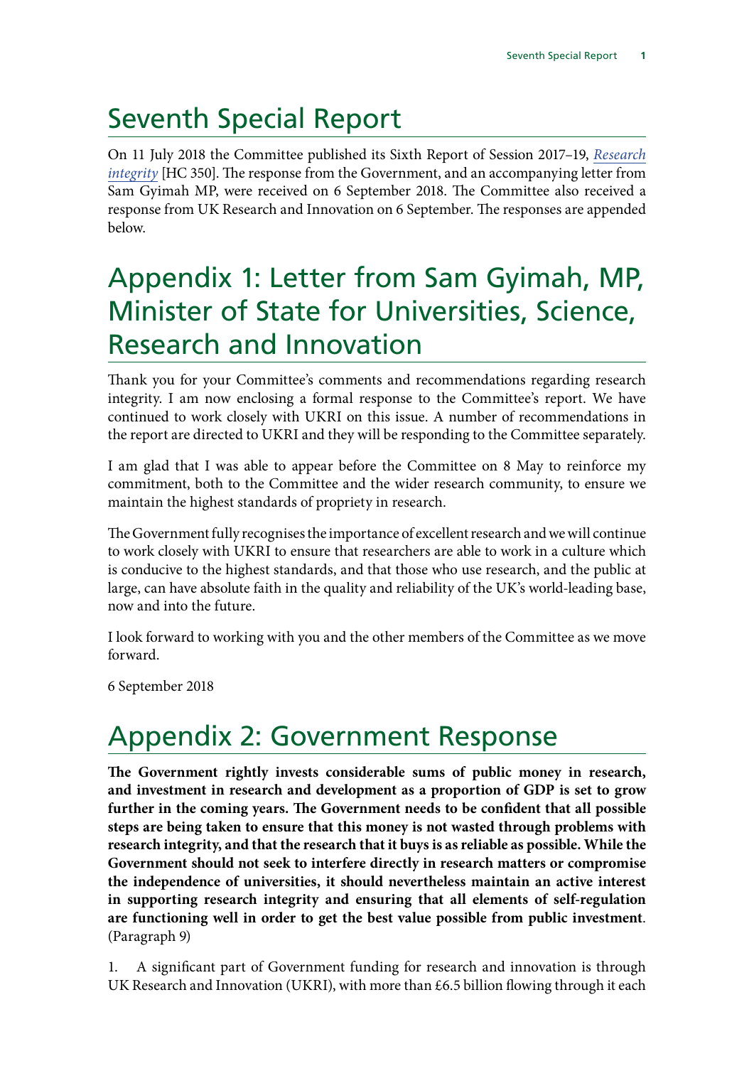# Seventh Special Report

On 11 July 2018 the Committee published its Sixth Report of Session 2017–19, *Research integrity* [HC 350]. The response from the Government, and an accompanying letter from Sam Gyimah MP, were received on 6 September 2018. The Committee also received a response from UK Research and Innovation on 6 September. The responses are appended below.

# Appendix 1: Letter from Sam Gyimah, MP, Minister of State for Universities, Science, Research and Innovation

Thank you for your Committee's comments and recommendations regarding research integrity. I am now enclosing a formal response to the Committee's report. We have continued to work closely with UKRI on this issue. A number of recommendations in the report are directed to UKRI and they will be responding to the Committee separately.

I am glad that I was able to appear before the Committee on 8 May to reinforce my commitment, both to the Committee and the wider research community, to ensure we maintain the highest standards of propriety in research.

The Government fully recognises the importance of excellent research and we will continue to work closely with UKRI to ensure that researchers are able to work in a culture which is conducive to the highest standards, and that those who use research, and the public at large, can have absolute faith in the quality and reliability of the UK's world-leading base, now and into the future.

I look forward to working with you and the other members of the Committee as we move forward.

6 September 2018

# Appendix 2: Government Response

**The Government rightly invests considerable sums of public money in research, and investment in research and development as a proportion of GDP is set to grow further in the coming years. The Government needs to be confident that all possible steps are being taken to ensure that this money is not wasted through problems with research integrity, and that the research that it buys is as reliable as possible. While the Government should not seek to interfere directly in research matters or compromise the independence of universities, it should nevertheless maintain an active interest in supporting research integrity and ensuring that all elements of self-regulation are functioning well in order to get the best value possible from public investment**. (Paragraph 9)

1. A significant part of Government funding for research and innovation is through UK Research and Innovation (UKRI), with more than £6.5 billion flowing through it each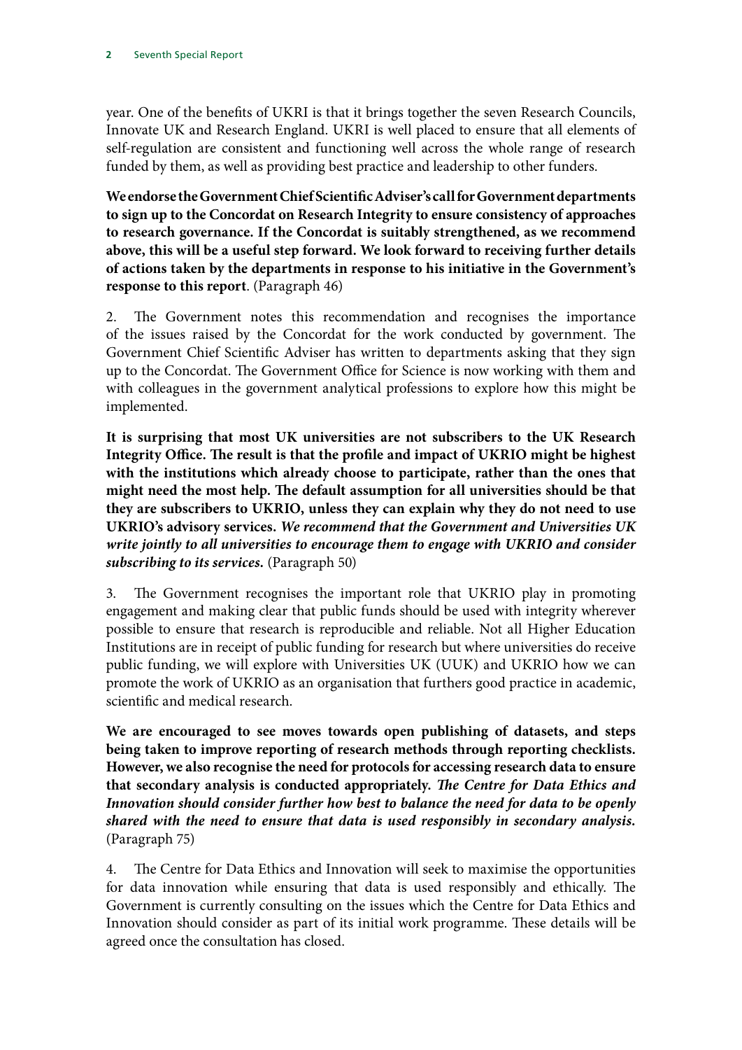year. One of the benefits of UKRI is that it brings together the seven Research Councils, Innovate UK and Research England. UKRI is well placed to ensure that all elements of self-regulation are consistent and functioning well across the whole range of research funded by them, as well as providing best practice and leadership to other funders.

**We endorse the Government Chief Scientific Adviser's call for Government departments to sign up to the Concordat on Research Integrity to ensure consistency of approaches to research governance. If the Concordat is suitably strengthened, as we recommend above, this will be a useful step forward. We look forward to receiving further details of actions taken by the departments in response to his initiative in the Government's response to this report**. (Paragraph 46)

2. The Government notes this recommendation and recognises the importance of the issues raised by the Concordat for the work conducted by government. The Government Chief Scientific Adviser has written to departments asking that they sign up to the Concordat. The Government Office for Science is now working with them and with colleagues in the government analytical professions to explore how this might be implemented.

**It is surprising that most UK universities are not subscribers to the UK Research Integrity Office. The result is that the profile and impact of UKRIO might be highest with the institutions which already choose to participate, rather than the ones that might need the most help. The default assumption for all universities should be that they are subscribers to UKRIO, unless they can explain why they do not need to use UKRIO's advisory services. *We recommend that the Government and Universities UK write jointly to all universities to encourage them to engage with UKRIO and consider subscribing to its services.*** (Paragraph 50)

3. The Government recognises the important role that UKRIO play in promoting engagement and making clear that public funds should be used with integrity wherever possible to ensure that research is reproducible and reliable. Not all Higher Education Institutions are in receipt of public funding for research but where universities do receive public funding, we will explore with Universities UK (UUK) and UKRIO how we can promote the work of UKRIO as an organisation that furthers good practice in academic, scientific and medical research.

**We are encouraged to see moves towards open publishing of datasets, and steps being taken to improve reporting of research methods through reporting checklists. However, we also recognise the need for protocols for accessing research data to ensure that secondary analysis is conducted appropriately. *The Centre for Data Ethics and Innovation should consider further how best to balance the need for data to be openly shared with the need to ensure that data is used responsibly in secondary analysis.*** (Paragraph 75)

4. The Centre for Data Ethics and Innovation will seek to maximise the opportunities for data innovation while ensuring that data is used responsibly and ethically. The Government is currently consulting on the issues which the Centre for Data Ethics and Innovation should consider as part of its initial work programme. These details will be agreed once the consultation has closed.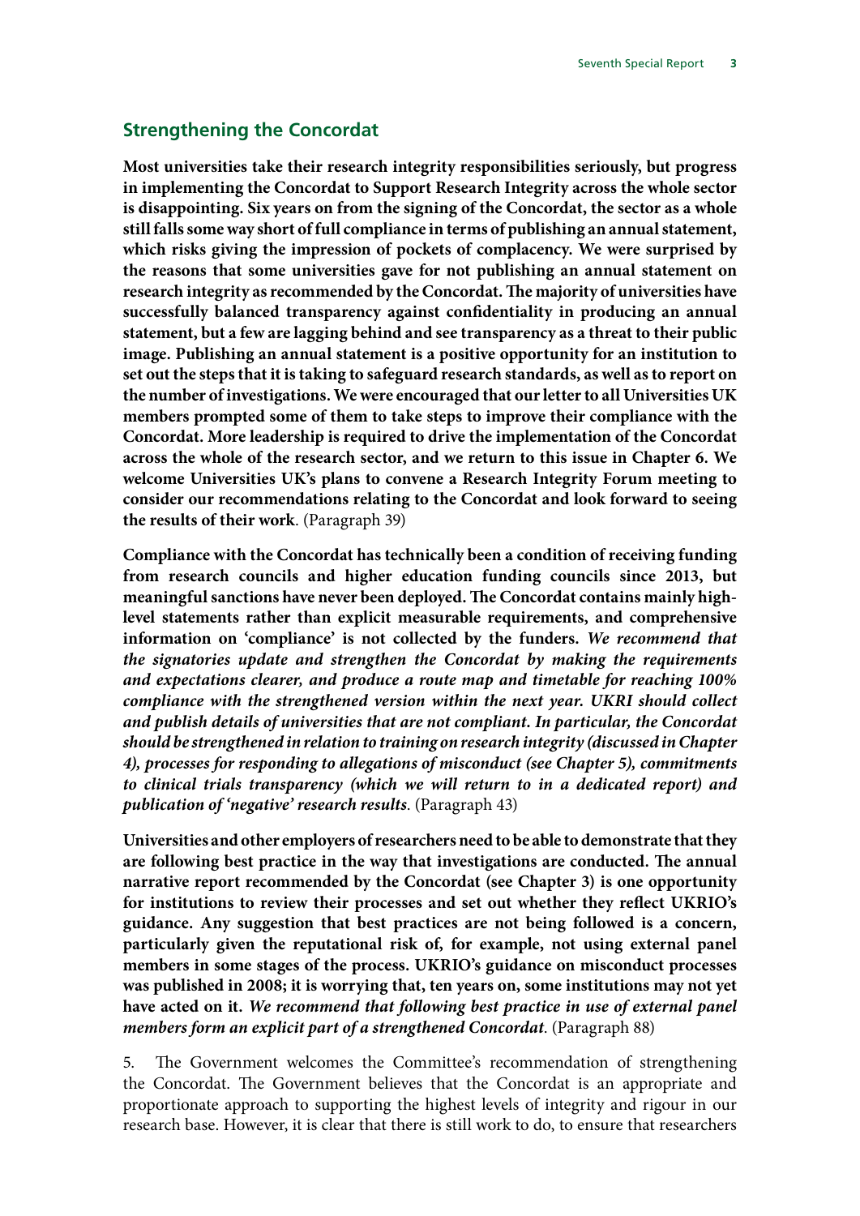## Strengthening the Concordat

**Most universities take their research integrity responsibilities seriously, but progress in implementing the Concordat to Support Research Integrity across the whole sector is disappointing. Six years on from the signing of the Concordat, the sector as a whole still falls some way short of full compliance in terms of publishing an annual statement, which risks giving the impression of pockets of complacency. We were surprised by the reasons that some universities gave for not publishing an annual statement on research integrity as recommended by the Concordat. The majority of universities have successfully balanced transparency against confidentiality in producing an annual statement, but a few are lagging behind and see transparency as a threat to their public image. Publishing an annual statement is a positive opportunity for an institution to set out the steps that it is taking to safeguard research standards, as well as to report on the number of investigations. We were encouraged that our letter to all Universities UK members prompted some of them to take steps to improve their compliance with the Concordat. More leadership is required to drive the implementation of the Concordat across the whole of the research sector, and we return to this issue in Chapter 6. We welcome Universities UK's plans to convene a Research Integrity Forum meeting to consider our recommendations relating to the Concordat and look forward to seeing the results of their work**. (Paragraph 39)

**Compliance with the Concordat has technically been a condition of receiving funding from research councils and higher education funding councils since 2013, but meaningful sanctions have never been deployed. The Concordat contains mainly high-level statements rather than explicit measurable requirements, and comprehensive information on 'compliance' is not collected by the funders.** ***We recommend that the signatories update and strengthen the Concordat by making the requirements and expectations clearer, and produce a route map and timetable for reaching 100% compliance with the strengthened version within the next year. UKRI should collect and publish details of universities that are not compliant. In particular, the Concordat should be strengthened in relation to training on research integrity (discussed in Chapter 4), processes for responding to allegations of misconduct (see Chapter 5), commitments to clinical trials transparency (which we will return to in a dedicated report) and publication of 'negative' research results***. (Paragraph 43)

**Universities and other employers of researchers need to be able to demonstrate that they are following best practice in the way that investigations are conducted. The annual narrative report recommended by the Concordat (see Chapter 3) is one opportunity for institutions to review their processes and set out whether they reflect UKRIO's guidance. Any suggestion that best practices are not being followed is a concern, particularly given the reputational risk of, for example, not using external panel members in some stages of the process. UKRIO's guidance on misconduct processes was published in 2008; it is worrying that, ten years on, some institutions may not yet have acted on it.** ***We recommend that following best practice in use of external panel members form an explicit part of a strengthened Concordat***. (Paragraph 88)

5. The Government welcomes the Committee's recommendation of strengthening the Concordat. The Government believes that the Concordat is an appropriate and proportionate approach to supporting the highest levels of integrity and rigour in our research base. However, it is clear that there is still work to do, to ensure that researchers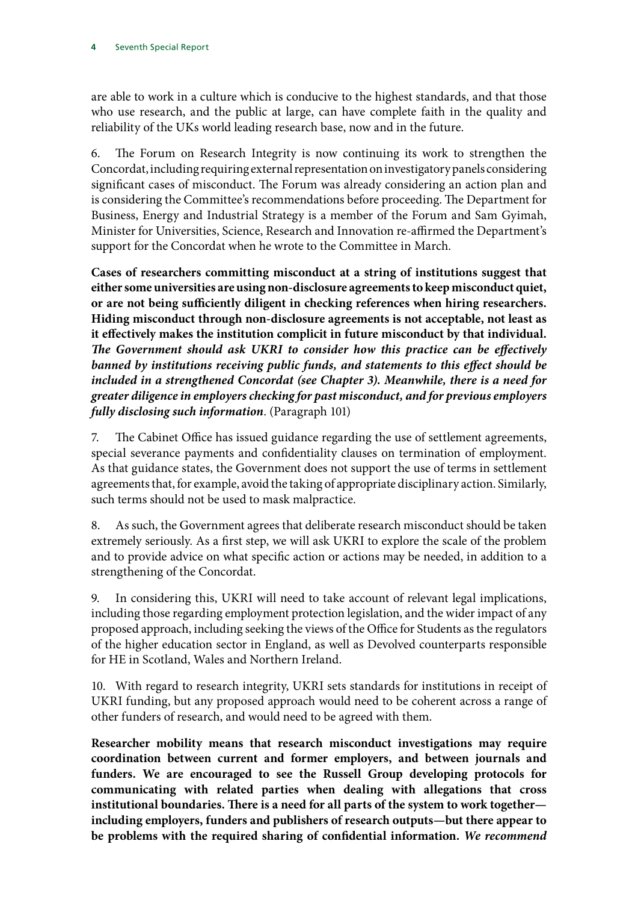are able to work in a culture which is conducive to the highest standards, and that those who use research, and the public at large, can have complete faith in the quality and reliability of the UKs world leading research base, now and in the future.

6. The Forum on Research Integrity is now continuing its work to strengthen the Concordat, including requiring external representation on investigatory panels considering significant cases of misconduct. The Forum was already considering an action plan and is considering the Committee's recommendations before proceeding. The Department for Business, Energy and Industrial Strategy is a member of the Forum and Sam Gyimah, Minister for Universities, Science, Research and Innovation re-affirmed the Department's support for the Concordat when he wrote to the Committee in March.

**Cases of researchers committing misconduct at a string of institutions suggest that either some universities are using non-disclosure agreements to keep misconduct quiet, or are not being sufficiently diligent in checking references when hiring researchers. Hiding misconduct through non-disclosure agreements is not acceptable, not least as it effectively makes the institution complicit in future misconduct by that individual.** ***The Government should ask UKRI to consider how this practice can be effectively banned by institutions receiving public funds, and statements to this effect should be included in a strengthened Concordat (see Chapter 3). Meanwhile, there is a need for greater diligence in employers checking for past misconduct, and for previous employers fully disclosing such information*****.** (Paragraph 101)

7. The Cabinet Office has issued guidance regarding the use of settlement agreements, special severance payments and confidentiality clauses on termination of employment. As that guidance states, the Government does not support the use of terms in settlement agreements that, for example, avoid the taking of appropriate disciplinary action. Similarly, such terms should not be used to mask malpractice.

8. As such, the Government agrees that deliberate research misconduct should be taken extremely seriously. As a first step, we will ask UKRI to explore the scale of the problem and to provide advice on what specific action or actions may be needed, in addition to a strengthening of the Concordat.

9. In considering this, UKRI will need to take account of relevant legal implications, including those regarding employment protection legislation, and the wider impact of any proposed approach, including seeking the views of the Office for Students as the regulators of the higher education sector in England, as well as Devolved counterparts responsible for HE in Scotland, Wales and Northern Ireland.

10. With regard to research integrity, UKRI sets standards for institutions in receipt of UKRI funding, but any proposed approach would need to be coherent across a range of other funders of research, and would need to be agreed with them.

**Researcher mobility means that research misconduct investigations may require coordination between current and former employers, and between journals and funders. We are encouraged to see the Russell Group developing protocols for communicating with related parties when dealing with allegations that cross institutional boundaries. There is a need for all parts of the system to work together—including employers, funders and publishers of research outputs—but there appear to be problems with the required sharing of confidential information.** ***We recommend***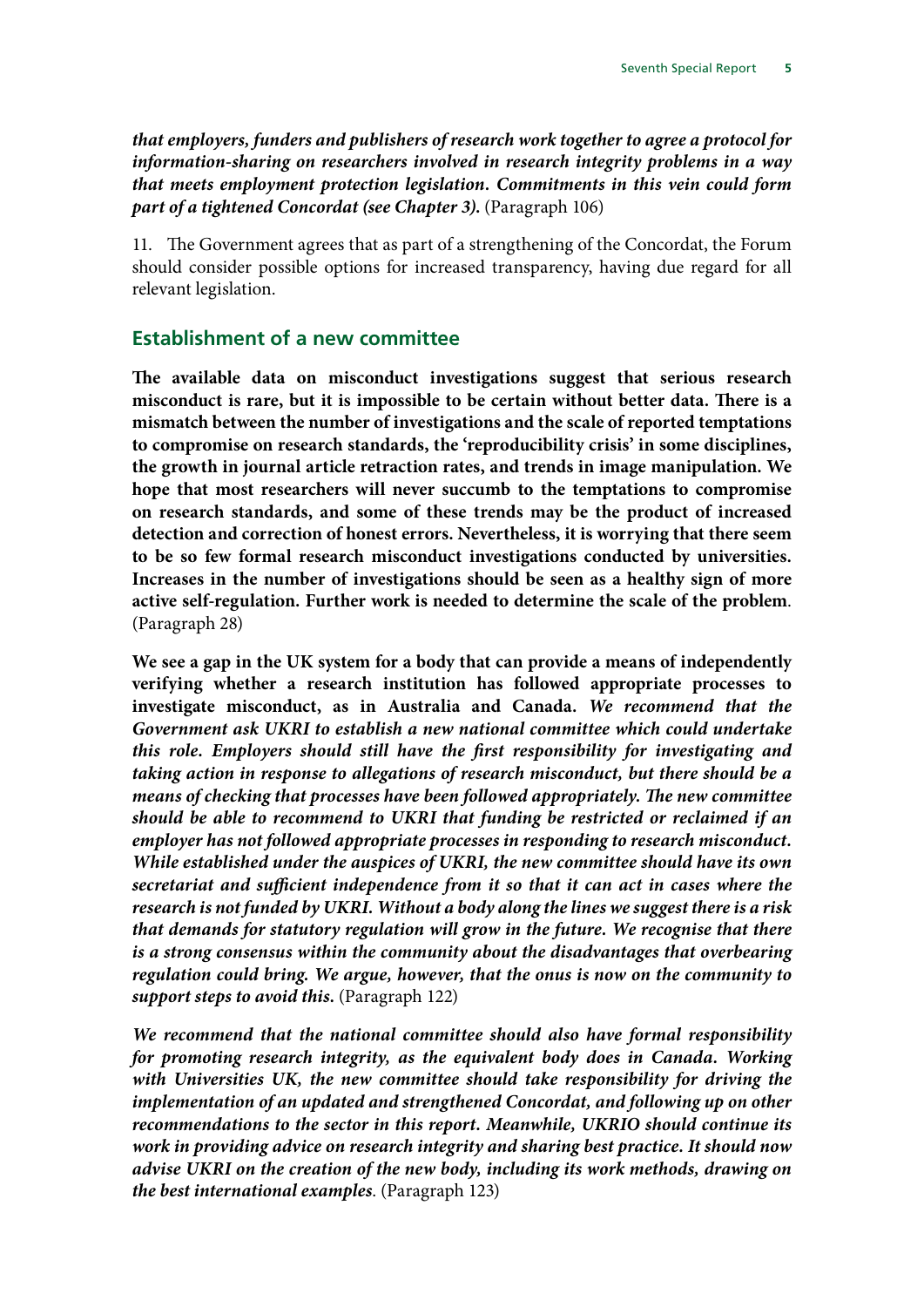***that employers, funders and publishers of research work together to agree a protocol for information-sharing on researchers involved in research integrity problems in a way that meets employment protection legislation. Commitments in this vein could form part of a tightened Concordat (see Chapter 3).*** (Paragraph 106)

11. The Government agrees that as part of a strengthening of the Concordat, the Forum should consider possible options for increased transparency, having due regard for all relevant legislation.

## Establishment of a new committee

**The available data on misconduct investigations suggest that serious research misconduct is rare, but it is impossible to be certain without better data. There is a mismatch between the number of investigations and the scale of reported temptations to compromise on research standards, the 'reproducibility crisis' in some disciplines, the growth in journal article retraction rates, and trends in image manipulation. We hope that most researchers will never succumb to the temptations to compromise on research standards, and some of these trends may be the product of increased detection and correction of honest errors. Nevertheless, it is worrying that there seem to be so few formal research misconduct investigations conducted by universities. Increases in the number of investigations should be seen as a healthy sign of more active self-regulation. Further work is needed to determine the scale of the problem**. (Paragraph 28)

**We see a gap in the UK system for a body that can provide a means of independently verifying whether a research institution has followed appropriate processes to investigate misconduct, as in Australia and Canada.** ***We recommend that the Government ask UKRI to establish a new national committee which could undertake this role. Employers should still have the first responsibility for investigating and taking action in response to allegations of research misconduct, but there should be a means of checking that processes have been followed appropriately. The new committee should be able to recommend to UKRI that funding be restricted or reclaimed if an employer has not followed appropriate processes in responding to research misconduct. While established under the auspices of UKRI, the new committee should have its own secretariat and sufficient independence from it so that it can act in cases where the research is not funded by UKRI. Without a body along the lines we suggest there is a risk that demands for statutory regulation will grow in the future. We recognise that there is a strong consensus within the community about the disadvantages that overbearing regulation could bring. We argue, however, that the onus is now on the community to support steps to avoid this.*** (Paragraph 122)

***We recommend that the national committee should also have formal responsibility for promoting research integrity, as the equivalent body does in Canada. Working with Universities UK, the new committee should take responsibility for driving the implementation of an updated and strengthened Concordat, and following up on other recommendations to the sector in this report. Meanwhile, UKRIO should continue its work in providing advice on research integrity and sharing best practice. It should now advise UKRI on the creation of the new body, including its work methods, drawing on the best international examples***. (Paragraph 123)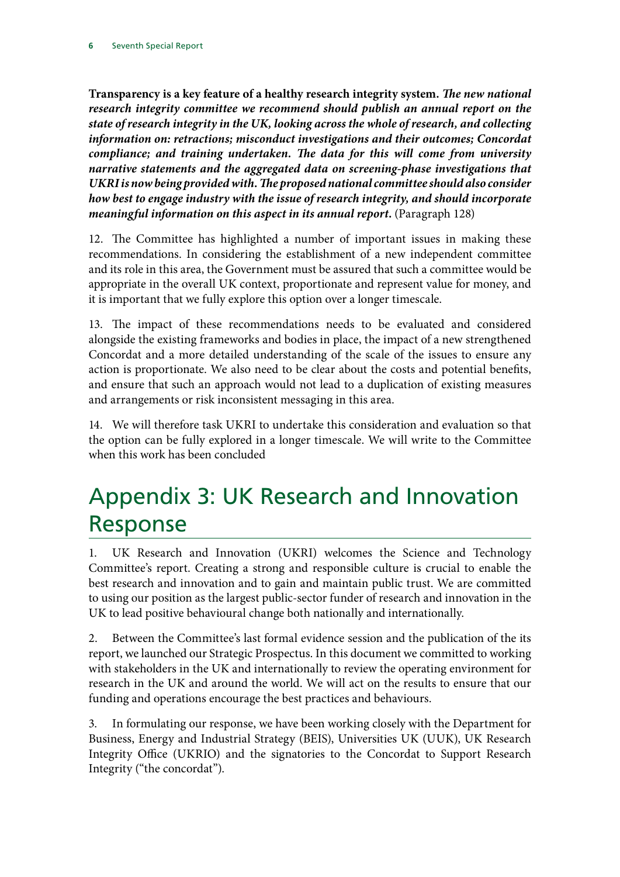**Transparency is a key feature of a healthy research integrity system. *The new national research integrity committee we recommend should publish an annual report on the state of research integrity in the UK, looking across the whole of research, and collecting information on: retractions; misconduct investigations and their outcomes; Concordat compliance; and training undertaken. The data for this will come from university narrative statements and the aggregated data on screening-phase investigations that UKRI is now being provided with. The proposed national committee should also consider how best to engage industry with the issue of research integrity, and should incorporate meaningful information on this aspect in its annual report.*** (Paragraph 128)

12. The Committee has highlighted a number of important issues in making these recommendations. In considering the establishment of a new independent committee and its role in this area, the Government must be assured that such a committee would be appropriate in the overall UK context, proportionate and represent value for money, and it is important that we fully explore this option over a longer timescale.

13. The impact of these recommendations needs to be evaluated and considered alongside the existing frameworks and bodies in place, the impact of a new strengthened Concordat and a more detailed understanding of the scale of the issues to ensure any action is proportionate. We also need to be clear about the costs and potential benefits, and ensure that such an approach would not lead to a duplication of existing measures and arrangements or risk inconsistent messaging in this area.

14. We will therefore task UKRI to undertake this consideration and evaluation so that the option can be fully explored in a longer timescale. We will write to the Committee when this work has been concluded

# Appendix 3: UK Research and Innovation Response

1. UK Research and Innovation (UKRI) welcomes the Science and Technology Committee's report. Creating a strong and responsible culture is crucial to enable the best research and innovation and to gain and maintain public trust. We are committed to using our position as the largest public-sector funder of research and innovation in the UK to lead positive behavioural change both nationally and internationally.

2. Between the Committee's last formal evidence session and the publication of the its report, we launched our Strategic Prospectus. In this document we committed to working with stakeholders in the UK and internationally to review the operating environment for research in the UK and around the world. We will act on the results to ensure that our funding and operations encourage the best practices and behaviours.

3. In formulating our response, we have been working closely with the Department for Business, Energy and Industrial Strategy (BEIS), Universities UK (UUK), UK Research Integrity Office (UKRIO) and the signatories to the Concordat to Support Research Integrity ("the concordat").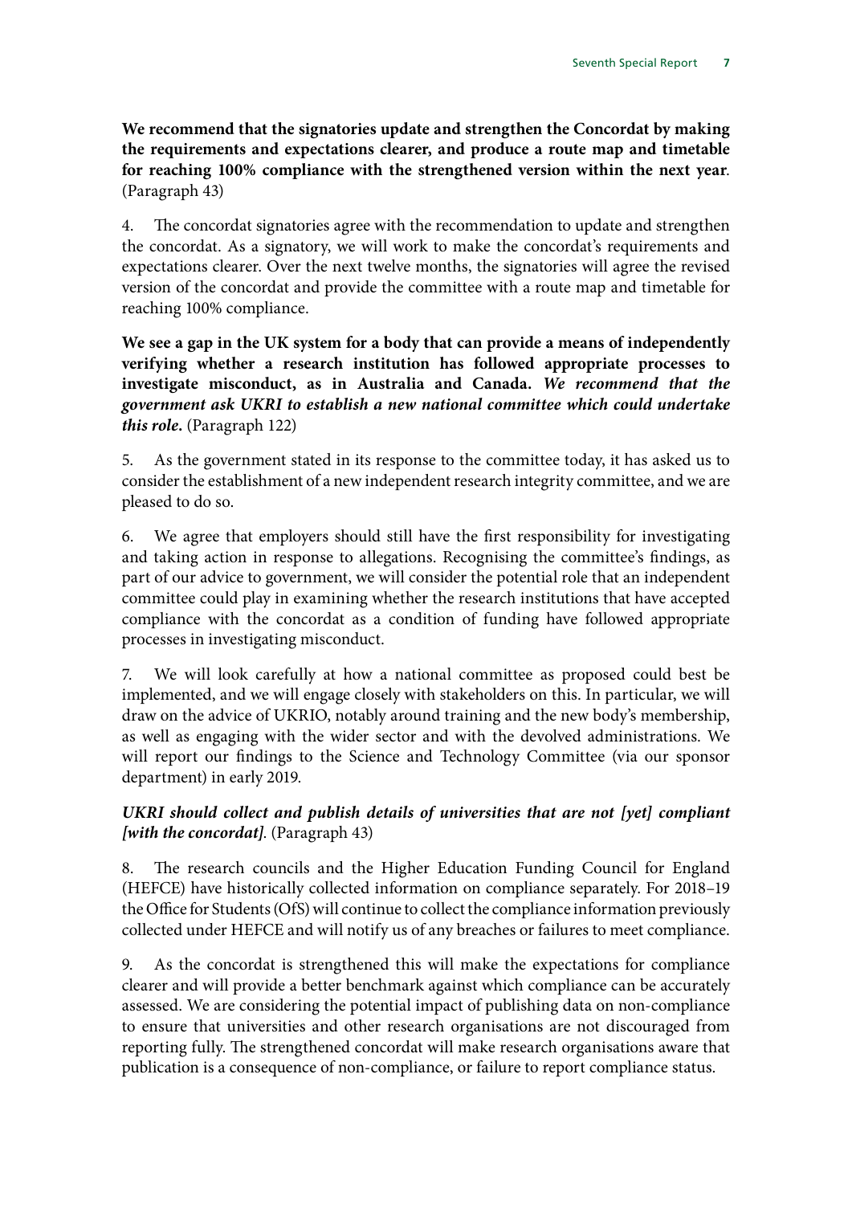**We recommend that the signatories update and strengthen the Concordat by making the requirements and expectations clearer, and produce a route map and timetable for reaching 100% compliance with the strengthened version within the next year**. (Paragraph 43)

4. The concordat signatories agree with the recommendation to update and strengthen the concordat. As a signatory, we will work to make the concordat's requirements and expectations clearer. Over the next twelve months, the signatories will agree the revised version of the concordat and provide the committee with a route map and timetable for reaching 100% compliance.

**We see a gap in the UK system for a body that can provide a means of independently verifying whether a research institution has followed appropriate processes to investigate misconduct, as in Australia and Canada. *We recommend that the government ask UKRI to establish a new national committee which could undertake this role.*** (Paragraph 122)

5. As the government stated in its response to the committee today, it has asked us to consider the establishment of a new independent research integrity committee, and we are pleased to do so.

6. We agree that employers should still have the first responsibility for investigating and taking action in response to allegations. Recognising the committee's findings, as part of our advice to government, we will consider the potential role that an independent committee could play in examining whether the research institutions that have accepted compliance with the concordat as a condition of funding have followed appropriate processes in investigating misconduct.

7. We will look carefully at how a national committee as proposed could best be implemented, and we will engage closely with stakeholders on this. In particular, we will draw on the advice of UKRIO, notably around training and the new body's membership, as well as engaging with the wider sector and with the devolved administrations. We will report our findings to the Science and Technology Committee (via our sponsor department) in early 2019.

***UKRI should collect and publish details of universities that are not [yet] compliant [with the concordat]***. (Paragraph 43)

8. The research councils and the Higher Education Funding Council for England (HEFCE) have historically collected information on compliance separately. For 2018–19 the Office for Students (OfS) will continue to collect the compliance information previously collected under HEFCE and will notify us of any breaches or failures to meet compliance.

9. As the concordat is strengthened this will make the expectations for compliance clearer and will provide a better benchmark against which compliance can be accurately assessed. We are considering the potential impact of publishing data on non-compliance to ensure that universities and other research organisations are not discouraged from reporting fully. The strengthened concordat will make research organisations aware that publication is a consequence of non-compliance, or failure to report compliance status.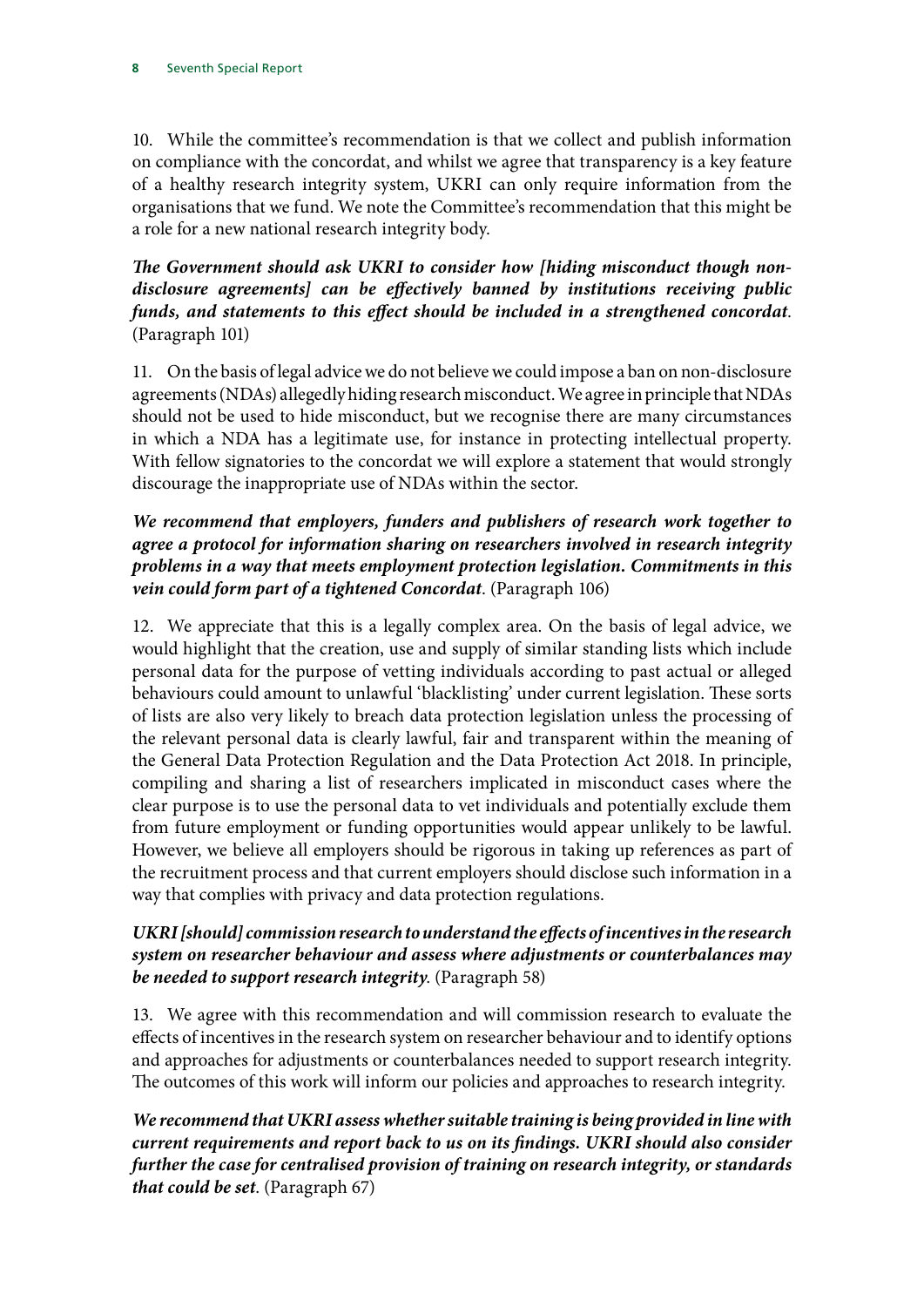10. While the committee's recommendation is that we collect and publish information on compliance with the concordat, and whilst we agree that transparency is a key feature of a healthy research integrity system, UKRI can only require information from the organisations that we fund. We note the Committee's recommendation that this might be a role for a new national research integrity body.

***The Government should ask UKRI to consider how [hiding misconduct though non-disclosure agreements] can be effectively banned by institutions receiving public funds, and statements to this effect should be included in a strengthened concordat*.** (Paragraph 101)

11. On the basis of legal advice we do not believe we could impose a ban on non-disclosure agreements (NDAs) allegedly hiding research misconduct. We agree in principle that NDAs should not be used to hide misconduct, but we recognise there are many circumstances in which a NDA has a legitimate use, for instance in protecting intellectual property. With fellow signatories to the concordat we will explore a statement that would strongly discourage the inappropriate use of NDAs within the sector.

***We recommend that employers, funders and publishers of research work together to agree a protocol for information sharing on researchers involved in research integrity problems in a way that meets employment protection legislation. Commitments in this vein could form part of a tightened Concordat*.** (Paragraph 106)

12. We appreciate that this is a legally complex area. On the basis of legal advice, we would highlight that the creation, use and supply of similar standing lists which include personal data for the purpose of vetting individuals according to past actual or alleged behaviours could amount to unlawful 'blacklisting' under current legislation. These sorts of lists are also very likely to breach data protection legislation unless the processing of the relevant personal data is clearly lawful, fair and transparent within the meaning of the General Data Protection Regulation and the Data Protection Act 2018. In principle, compiling and sharing a list of researchers implicated in misconduct cases where the clear purpose is to use the personal data to vet individuals and potentially exclude them from future employment or funding opportunities would appear unlikely to be lawful. However, we believe all employers should be rigorous in taking up references as part of the recruitment process and that current employers should disclose such information in a way that complies with privacy and data protection regulations.

***UKRI [should] commission research to understand the effects of incentives in the research system on researcher behaviour and assess where adjustments or counterbalances may be needed to support research integrity*.** (Paragraph 58)

13. We agree with this recommendation and will commission research to evaluate the effects of incentives in the research system on researcher behaviour and to identify options and approaches for adjustments or counterbalances needed to support research integrity. The outcomes of this work will inform our policies and approaches to research integrity.

***We recommend that UKRI assess whether suitable training is being provided in line with current requirements and report back to us on its findings. UKRI should also consider further the case for centralised provision of training on research integrity, or standards that could be set*.** (Paragraph 67)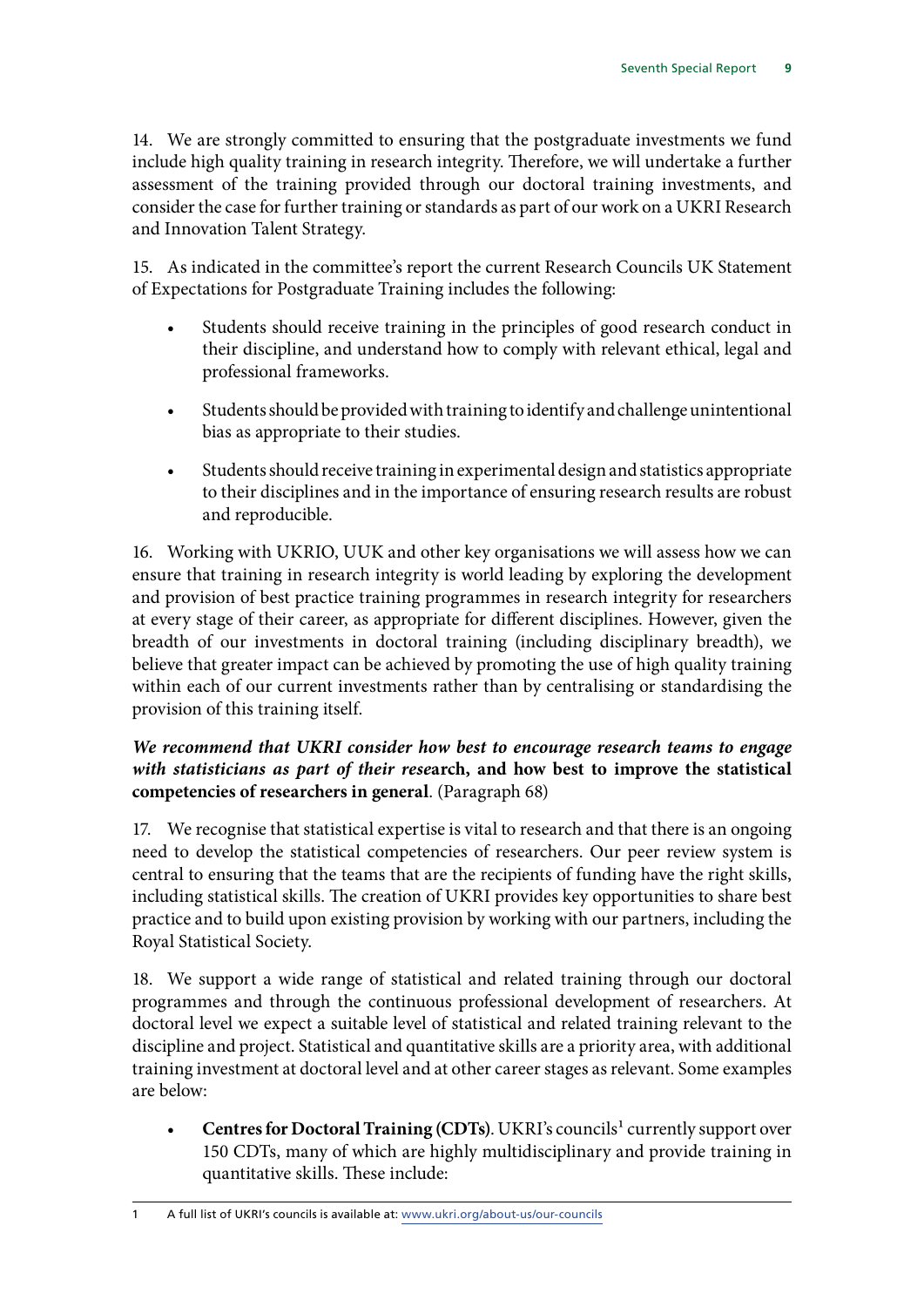14. We are strongly committed to ensuring that the postgraduate investments we fund include high quality training in research integrity. Therefore, we will undertake a further assessment of the training provided through our doctoral training investments, and consider the case for further training or standards as part of our work on a UKRI Research and Innovation Talent Strategy.

15. As indicated in the committee's report the current Research Councils UK Statement of Expectations for Postgraduate Training includes the following:

- Students should receive training in the principles of good research conduct in their discipline, and understand how to comply with relevant ethical, legal and professional frameworks.
- Students should be provided with training to identify and challenge unintentional bias as appropriate to their studies.
- Students should receive training in experimental design and statistics appropriate to their disciplines and in the importance of ensuring research results are robust and reproducible.

16. Working with UKRIO, UUK and other key organisations we will assess how we can ensure that training in research integrity is world leading by exploring the development and provision of best practice training programmes in research integrity for researchers at every stage of their career, as appropriate for different disciplines. However, given the breadth of our investments in doctoral training (including disciplinary breadth), we believe that greater impact can be achieved by promoting the use of high quality training within each of our current investments rather than by centralising or standardising the provision of this training itself.

***We recommend that UKRI consider how best to encourage research teams to engage with statisticians as part of their rese*****arch, and how best to improve the statistical competencies of researchers in general**. (Paragraph 68)

17. We recognise that statistical expertise is vital to research and that there is an ongoing need to develop the statistical competencies of researchers. Our peer review system is central to ensuring that the teams that are the recipients of funding have the right skills, including statistical skills. The creation of UKRI provides key opportunities to share best practice and to build upon existing provision by working with our partners, including the Royal Statistical Society.

18. We support a wide range of statistical and related training through our doctoral programmes and through the continuous professional development of researchers. At doctoral level we expect a suitable level of statistical and related training relevant to the discipline and project. Statistical and quantitative skills are a priority area, with additional training investment at doctoral level and at other career stages as relevant. Some examples are below:

- **Centres for Doctoral Training (CDTs)**. UKRI's councils[1] currently support over 150 CDTs, many of which are highly multidisciplinary and provide training in quantitative skills. These include:

1 A full list of UKRI's councils is available at: www.ukri.org/about-us/our-councils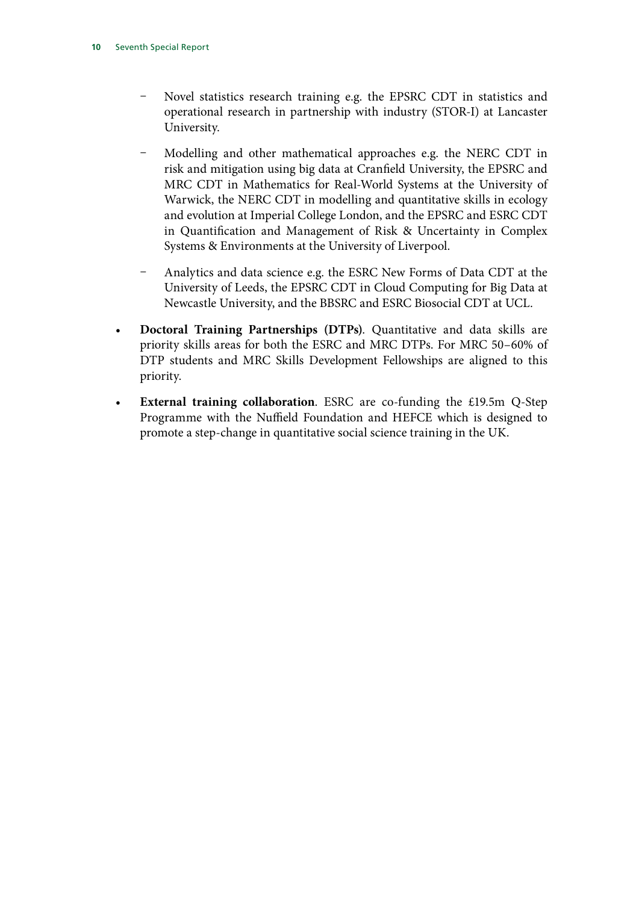- Novel statistics research training e.g. the EPSRC CDT in statistics and operational research in partnership with industry (STOR-I) at Lancaster University.

  - Modelling and other mathematical approaches e.g. the NERC CDT in risk and mitigation using big data at Cranfield University, the EPSRC and MRC CDT in Mathematics for Real-World Systems at the University of Warwick, the NERC CDT in modelling and quantitative skills in ecology and evolution at Imperial College London, and the EPSRC and ESRC CDT in Quantification and Management of Risk & Uncertainty in Complex Systems & Environments at the University of Liverpool.

  - Analytics and data science e.g. the ESRC New Forms of Data CDT at the University of Leeds, the EPSRC CDT in Cloud Computing for Big Data at Newcastle University, and the BBSRC and ESRC Biosocial CDT at UCL.

- **Doctoral Training Partnerships (DTPs)**. Quantitative and data skills are priority skills areas for both the ESRC and MRC DTPs. For MRC 50–60% of DTP students and MRC Skills Development Fellowships are aligned to this priority.

- **External training collaboration**. ESRC are co-funding the £19.5m Q-Step Programme with the Nuffield Foundation and HEFCE which is designed to promote a step-change in quantitative social science training in the UK.